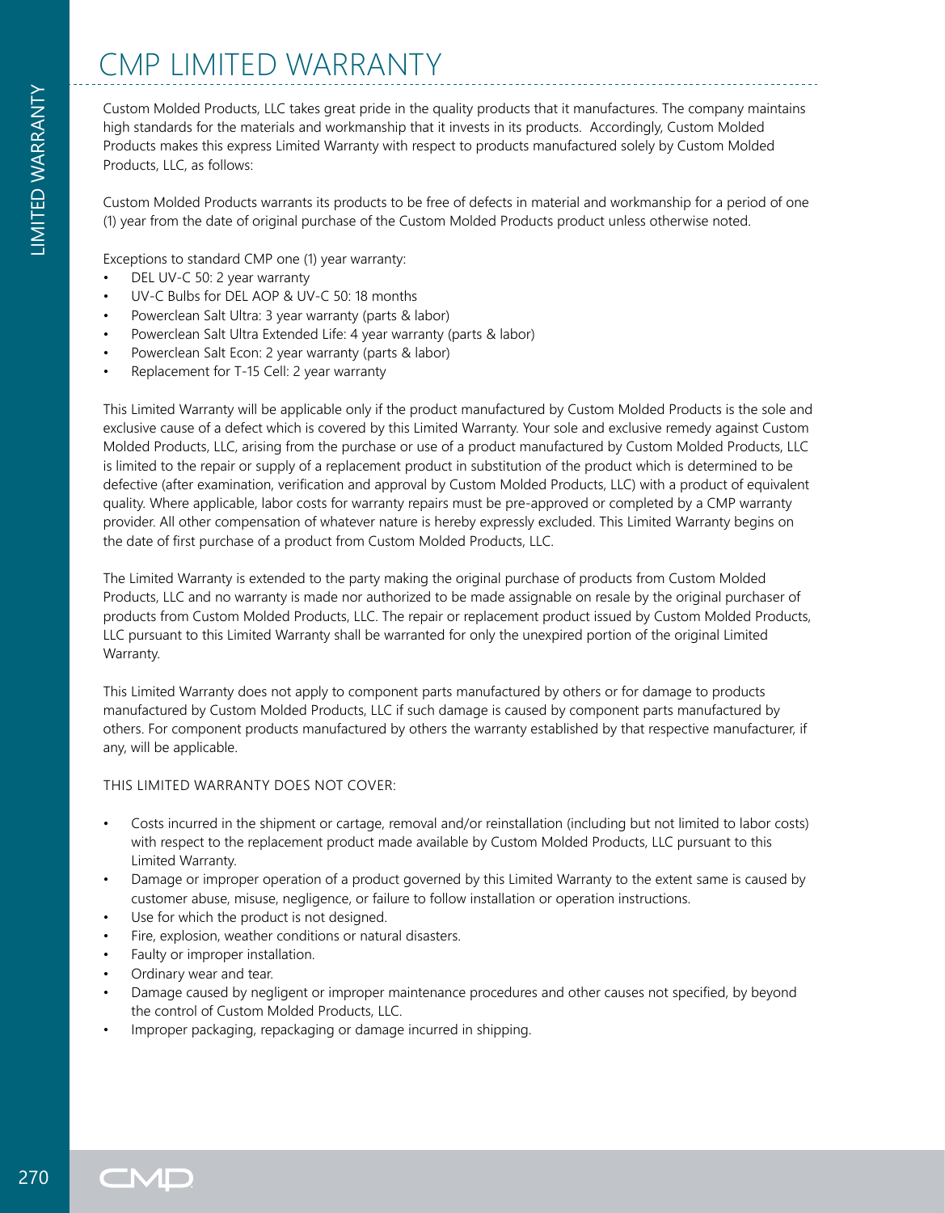# CMP LIMITED WARRANTY

Custom Molded Products, LLC takes great pride in the quality products that it manufactures. The company maintains high standards for the materials and workmanship that it invests in its products. Accordingly, Custom Molded Products makes this express Limited Warranty with respect to products manufactured solely by Custom Molded Products, LLC, as follows:

Custom Molded Products warrants its products to be free of defects in material and workmanship for a period of one (1) year from the date of original purchase of the Custom Molded Products product unless otherwise noted.

Exceptions to standard CMP one (1) year warranty:

- DEL UV-C 50: 2 year warranty
- UV-C Bulbs for DEL AOP & UV-C 50: 18 months
- Powerclean Salt Ultra: 3 year warranty (parts & labor)
- Powerclean Salt Ultra Extended Life: 4 year warranty (parts & labor)
- Powerclean Salt Econ: 2 year warranty (parts & labor)
- Replacement for T-15 Cell: 2 year warranty

This Limited Warranty will be applicable only if the product manufactured by Custom Molded Products is the sole and exclusive cause of a defect which is covered by this Limited Warranty. Your sole and exclusive remedy against Custom Molded Products, LLC, arising from the purchase or use of a product manufactured by Custom Molded Products, LLC is limited to the repair or supply of a replacement product in substitution of the product which is determined to be defective (after examination, verification and approval by Custom Molded Products, LLC) with a product of equivalent quality. Where applicable, labor costs for warranty repairs must be pre-approved or completed by a CMP warranty provider. All other compensation of whatever nature is hereby expressly excluded. This Limited Warranty begins on the date of first purchase of a product from Custom Molded Products, LLC.

The Limited Warranty is extended to the party making the original purchase of products from Custom Molded Products, LLC and no warranty is made nor authorized to be made assignable on resale by the original purchaser of products from Custom Molded Products, LLC. The repair or replacement product issued by Custom Molded Products, LLC pursuant to this Limited Warranty shall be warranted for only the unexpired portion of the original Limited Warranty.

This Limited Warranty does not apply to component parts manufactured by others or for damage to products manufactured by Custom Molded Products, LLC if such damage is caused by component parts manufactured by others. For component products manufactured by others the warranty established by that respective manufacturer, if any, will be applicable.

THIS LIMITED WARRANTY DOES NOT COVER:

- Costs incurred in the shipment or cartage, removal and/or reinstallation (including but not limited to labor costs) with respect to the replacement product made available by Custom Molded Products, LLC pursuant to this Limited Warranty.
- Damage or improper operation of a product governed by this Limited Warranty to the extent same is caused by customer abuse, misuse, negligence, or failure to follow installation or operation instructions.
- Use for which the product is not designed.
- Fire, explosion, weather conditions or natural disasters.
- Faulty or improper installation.
- Ordinary wear and tear.
- Damage caused by negligent or improper maintenance procedures and other causes not specified, by beyond the control of Custom Molded Products, LLC.
- Improper packaging, repackaging or damage incurred in shipping.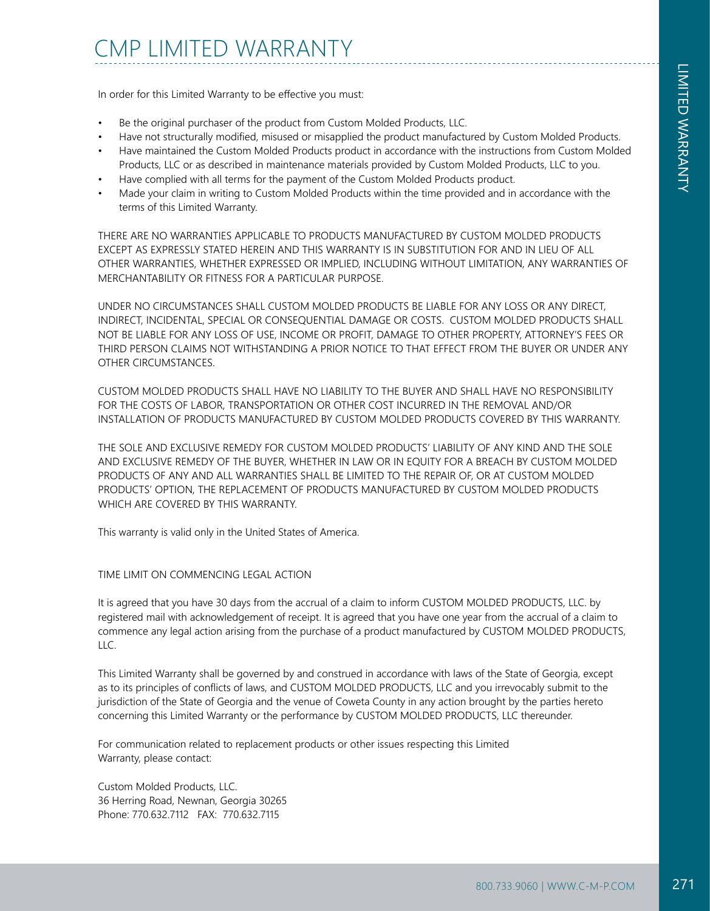# CMP LIMITED WARRANTY

In order for this Limited Warranty to be effective you must:

- Be the original purchaser of the product from Custom Molded Products, LLC.
- Have not structurally modified, misused or misapplied the product manufactured by Custom Molded Products.
- Have maintained the Custom Molded Products product in accordance with the instructions from Custom Molded Products, LLC or as described in maintenance materials provided by Custom Molded Products, LLC to you.
- Have complied with all terms for the payment of the Custom Molded Products product.
- Made your claim in writing to Custom Molded Products within the time provided and in accordance with the terms of this Limited Warranty.

THERE ARE NO WARRANTIES APPLICABLE TO PRODUCTS MANUFACTURED BY CUSTOM MOLDED PRODUCTS EXCEPT AS EXPRESSLY STATED HEREIN AND THIS WARRANTY IS IN SUBSTITUTION FOR AND IN LIEU OF ALL OTHER WARRANTIES, WHETHER EXPRESSED OR IMPLIED, INCLUDING WITHOUT LIMITATION, ANY WARRANTIES OF MERCHANTABILITY OR FITNESS FOR A PARTICULAR PURPOSE.

UNDER NO CIRCUMSTANCES SHALL CUSTOM MOLDED PRODUCTS BE LIABLE FOR ANY LOSS OR ANY DIRECT, INDIRECT, INCIDENTAL, SPECIAL OR CONSEQUENTIAL DAMAGE OR COSTS. CUSTOM MOLDED PRODUCTS SHALL NOT BE LIABLE FOR ANY LOSS OF USE, INCOME OR PROFIT, DAMAGE TO OTHER PROPERTY, ATTORNEY'S FEES OR THIRD PERSON CLAIMS NOT WITHSTANDING A PRIOR NOTICE TO THAT EFFECT FROM THE BUYER OR UNDER ANY OTHER CIRCUMSTANCES.

CUSTOM MOLDED PRODUCTS SHALL HAVE NO LIABILITY TO THE BUYER AND SHALL HAVE NO RESPONSIBILITY FOR THE COSTS OF LABOR, TRANSPORTATION OR OTHER COST INCURRED IN THE REMOVAL AND/OR INSTALLATION OF PRODUCTS MANUFACTURED BY CUSTOM MOLDED PRODUCTS COVERED BY THIS WARRANTY.

THE SOLE AND EXCLUSIVE REMEDY FOR CUSTOM MOLDED PRODUCTS' LIABILITY OF ANY KIND AND THE SOLE AND EXCLUSIVE REMEDY OF THE BUYER, WHETHER IN LAW OR IN EQUITY FOR A BREACH BY CUSTOM MOLDED PRODUCTS OF ANY AND ALL WARRANTIES SHALL BE LIMITED TO THE REPAIR OF, OR AT CUSTOM MOLDED PRODUCTS' OPTION, THE REPLACEMENT OF PRODUCTS MANUFACTURED BY CUSTOM MOLDED PRODUCTS WHICH ARE COVERED BY THIS WARRANTY.

This warranty is valid only in the United States of America.

TIME LIMIT ON COMMENCING LEGAL ACTION

It is agreed that you have 30 days from the accrual of a claim to inform CUSTOM MOLDED PRODUCTS, LLC. by registered mail with acknowledgement of receipt. It is agreed that you have one year from the accrual of a claim to commence any legal action arising from the purchase of a product manufactured by CUSTOM MOLDED PRODUCTS, LLC.

This Limited Warranty shall be governed by and construed in accordance with laws of the State of Georgia, except as to its principles of conflicts of laws, and CUSTOM MOLDED PRODUCTS, LLC and you irrevocably submit to the jurisdiction of the State of Georgia and the venue of Coweta County in any action brought by the parties hereto concerning this Limited Warranty or the performance by CUSTOM MOLDED PRODUCTS, LLC thereunder.

For communication related to replacement products or other issues respecting this Limited Warranty, please contact:

Custom Molded Products, LLC.
36 Herring Road, Newnan, Georgia 30265
Phone: 770.632.7112 FAX: 770.632.7115